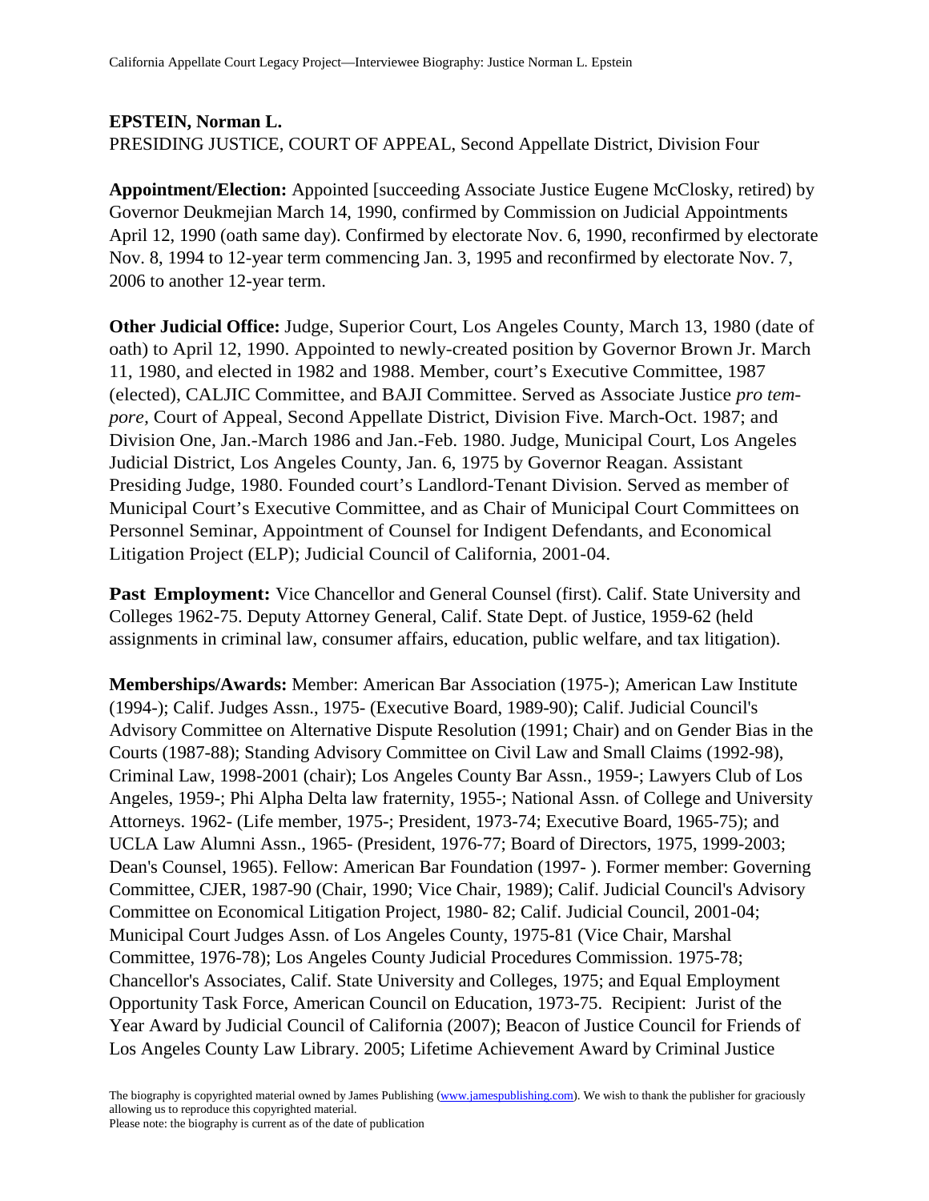**EPSTEIN, Norman L.**
PRESIDING JUSTICE, COURT OF APPEAL, Second Appellate District, Division Four

**Appointment/Election:** Appointed [succeeding Associate Justice Eugene McClosky, retired) by Governor Deukmejian March 14, 1990, confirmed by Commission on Judicial Appointments April 12, 1990 (oath same day). Confirmed by electorate Nov. 6, 1990, reconfirmed by electorate Nov. 8, 1994 to 12-year term commencing Jan. 3, 1995 and reconfirmed by electorate Nov. 7, 2006 to another 12-year term.

**Other Judicial Office:** Judge, Superior Court, Los Angeles County, March 13, 1980 (date of oath) to April 12, 1990. Appointed to newly-created position by Governor Brown Jr. March 11, 1980, and elected in 1982 and 1988. Member, court's Executive Committee, 1987 (elected), CALJIC Committee, and BAJI Committee. Served as Associate Justice *pro tempore*, Court of Appeal, Second Appellate District, Division Five. March-Oct. 1987; and Division One, Jan.-March 1986 and Jan.-Feb. 1980. Judge, Municipal Court, Los Angeles Judicial District, Los Angeles County, Jan. 6, 1975 by Governor Reagan. Assistant Presiding Judge, 1980. Founded court's Landlord-Tenant Division. Served as member of Municipal Court's Executive Committee, and as Chair of Municipal Court Committees on Personnel Seminar, Appointment of Counsel for Indigent Defendants, and Economical Litigation Project (ELP); Judicial Council of California, 2001-04.

**Past Employment:** Vice Chancellor and General Counsel (first). Calif. State University and Colleges 1962-75. Deputy Attorney General, Calif. State Dept. of Justice, 1959-62 (held assignments in criminal law, consumer affairs, education, public welfare, and tax litigation).

**Memberships/Awards:** Member: American Bar Association (1975-); American Law Institute (1994-); Calif. Judges Assn., 1975- (Executive Board, 1989-90); Calif. Judicial Council's Advisory Committee on Alternative Dispute Resolution (1991; Chair) and on Gender Bias in the Courts (1987-88); Standing Advisory Committee on Civil Law and Small Claims (1992-98), Criminal Law, 1998-2001 (chair); Los Angeles County Bar Assn., 1959-; Lawyers Club of Los Angeles, 1959-; Phi Alpha Delta law fraternity, 1955-; National Assn. of College and University Attorneys. 1962- (Life member, 1975-; President, 1973-74; Executive Board, 1965-75); and UCLA Law Alumni Assn., 1965- (President, 1976-77; Board of Directors, 1975, 1999-2003; Dean's Counsel, 1965). Fellow: American Bar Foundation (1997- ). Former member: Governing Committee, CJER, 1987-90 (Chair, 1990; Vice Chair, 1989); Calif. Judicial Council's Advisory Committee on Economical Litigation Project, 1980- 82; Calif. Judicial Council, 2001-04; Municipal Court Judges Assn. of Los Angeles County, 1975-81 (Vice Chair, Marshal Committee, 1976-78); Los Angeles County Judicial Procedures Commission. 1975-78; Chancellor's Associates, Calif. State University and Colleges, 1975; and Equal Employment Opportunity Task Force, American Council on Education, 1973-75. Recipient: Jurist of the Year Award by Judicial Council of California (2007); Beacon of Justice Council for Friends of Los Angeles County Law Library. 2005; Lifetime Achievement Award by Criminal Justice

The biography is copyrighted material owned by James Publishing (www.jamespublishing.com). We wish to thank the publisher for graciously allowing us to reproduce this copyrighted material.
Please note: the biography is current as of the date of publication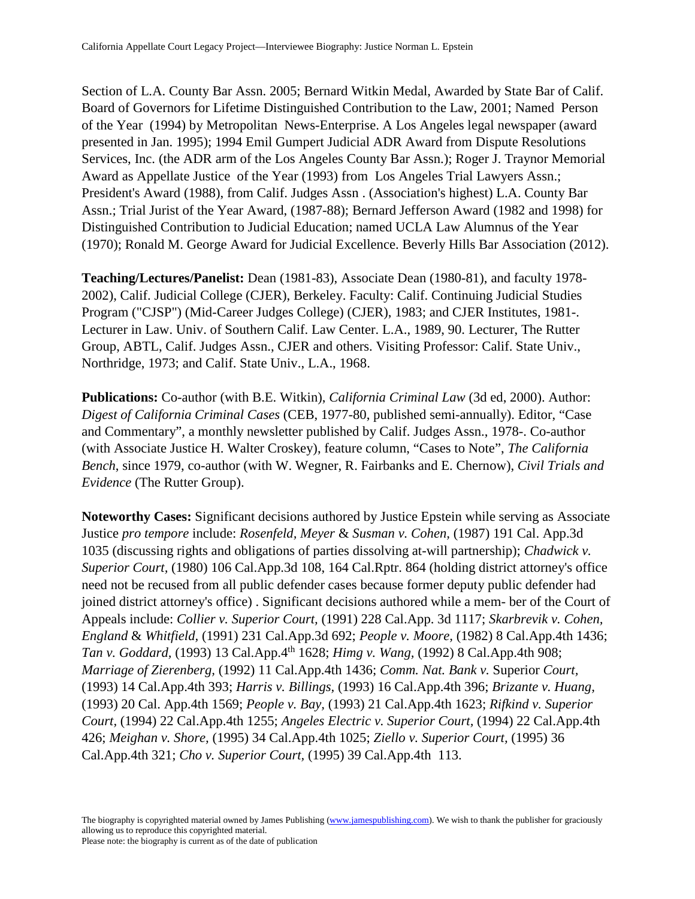Section of L.A. County Bar Assn. 2005; Bernard Witkin Medal, Awarded by State Bar of Calif. Board of Governors for Lifetime Distinguished Contribution to the Law, 2001; Named Person of the Year (1994) by Metropolitan News-Enterprise. A Los Angeles legal newspaper (award presented in Jan. 1995); 1994 Emil Gumpert Judicial ADR Award from Dispute Resolutions Services, Inc. (the ADR arm of the Los Angeles County Bar Assn.); Roger J. Traynor Memorial Award as Appellate Justice of the Year (1993) from Los Angeles Trial Lawyers Assn.; President's Award (1988), from Calif. Judges Assn . (Association's highest) L.A. County Bar Assn.; Trial Jurist of the Year Award, (1987-88); Bernard Jefferson Award (1982 and 1998) for Distinguished Contribution to Judicial Education; named UCLA Law Alumnus of the Year (1970); Ronald M. George Award for Judicial Excellence. Beverly Hills Bar Association (2012).

**Teaching/Lectures/Panelist:** Dean (1981-83), Associate Dean (1980-81), and faculty 1978-2002), Calif. Judicial College (CJER), Berkeley. Faculty: Calif. Continuing Judicial Studies Program ("CJSP") (Mid-Career Judges College) (CJER), 1983; and CJER Institutes, 1981-. Lecturer in Law. Univ. of Southern Calif. Law Center. L.A., 1989, 90. Lecturer, The Rutter Group, ABTL, Calif. Judges Assn., CJER and others. Visiting Professor: Calif. State Univ., Northridge, 1973; and Calif. State Univ., L.A., 1968.

**Publications:** Co-author (with B.E. Witkin), *California Criminal Law* (3d ed, 2000). Author: *Digest of California Criminal Cases* (CEB, 1977-80, published semi-annually). Editor, "Case and Commentary", a monthly newsletter published by Calif. Judges Assn., 1978-. Co-author (with Associate Justice H. Walter Croskey), feature column, "Cases to Note", *The California Bench*, since 1979, co-author (with W. Wegner, R. Fairbanks and E. Chernow), *Civil Trials and Evidence* (The Rutter Group).

**Noteworthy Cases:** Significant decisions authored by Justice Epstein while serving as Associate Justice *pro tempore* include: *Rosenfeld, Meyer* & *Susman v. Cohen,* (1987) 191 Cal. App.3d 1035 (discussing rights and obligations of parties dissolving at-will partnership); *Chadwick v. Superior Court,* (1980) 106 Cal.App.3d 108, 164 Cal.Rptr. 864 (holding district attorney's office need not be recused from all public defender cases because former deputy public defender had joined district attorney's office) . Significant decisions authored while a mem- ber of the Court of Appeals include: *Collier v. Superior Court,* (1991) 228 Cal.App. 3d 1117; *Skarbrevik v. Cohen, England* & *Whitfield,* (1991) 231 Cal.App.3d 692; *People v. Moore,* (1982) 8 Cal.App.4th 1436; *Tan v. Goddard,* (1993) 13 Cal.App.4th 1628; *Himg v. Wang,* (1992) 8 Cal.App.4th 908; *Marriage of Zierenberg,* (1992) 11 Cal.App.4th 1436; *Comm. Nat. Bank v.* Superior *Court,* (1993) 14 Cal.App.4th 393; *Harris v. Billings,* (1993) 16 Cal.App.4th 396; *Brizante v. Huang,* (1993) 20 Cal. App.4th 1569; *People v. Bay,* (1993) 21 Cal.App.4th 1623; *Rifkind v. Superior Court,* (1994) 22 Cal.App.4th 1255; *Angeles Electric v. Superior Court,* (1994) 22 Cal.App.4th 426; *Meighan v. Shore,* (1995) 34 Cal.App.4th 1025; *Ziello v. Superior Court,* (1995) 36 Cal.App.4th 321; *Cho v. Superior Court,* (1995) 39 Cal.App.4th 113.

The biography is copyrighted material owned by James Publishing (www.jamespublishing.com). We wish to thank the publisher for graciously allowing us to reproduce this copyrighted material.
Please note: the biography is current as of the date of publication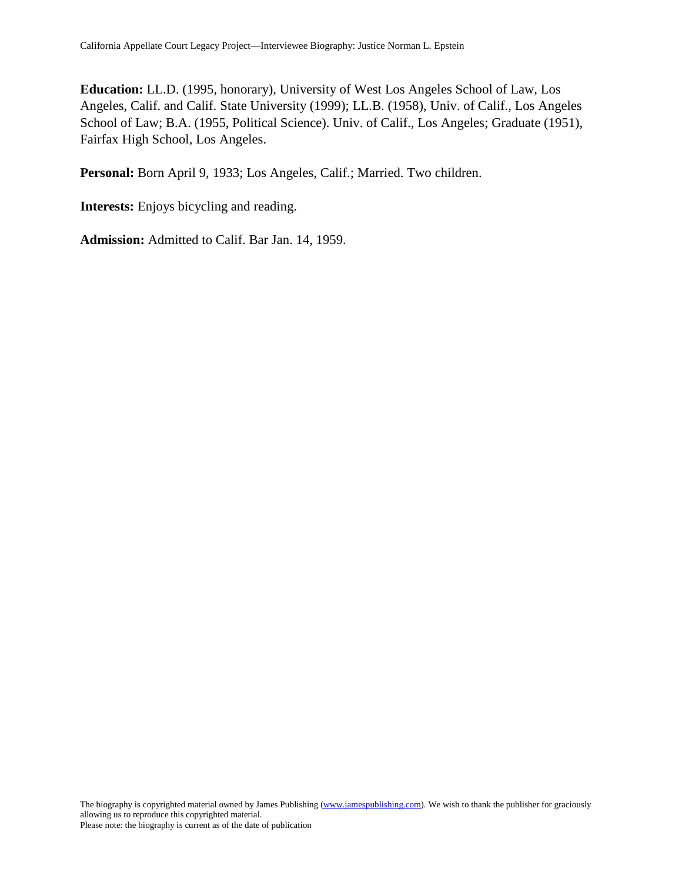**Education:** LL.D. (1995, honorary), University of West Los Angeles School of Law, Los Angeles, Calif. and Calif. State University (1999); LL.B. (1958), Univ. of Calif., Los Angeles School of Law; B.A. (1955, Political Science). Univ. of Calif., Los Angeles; Graduate (1951), Fairfax High School, Los Angeles.

**Personal:** Born April 9, 1933; Los Angeles, Calif.; Married. Two children.

**Interests:** Enjoys bicycling and reading.

**Admission:** Admitted to Calif. Bar Jan. 14, 1959.

The biography is copyrighted material owned by James Publishing (www.jamespublishing.com). We wish to thank the publisher for graciously allowing us to reproduce this copyrighted material.
Please note: the biography is current as of the date of publication